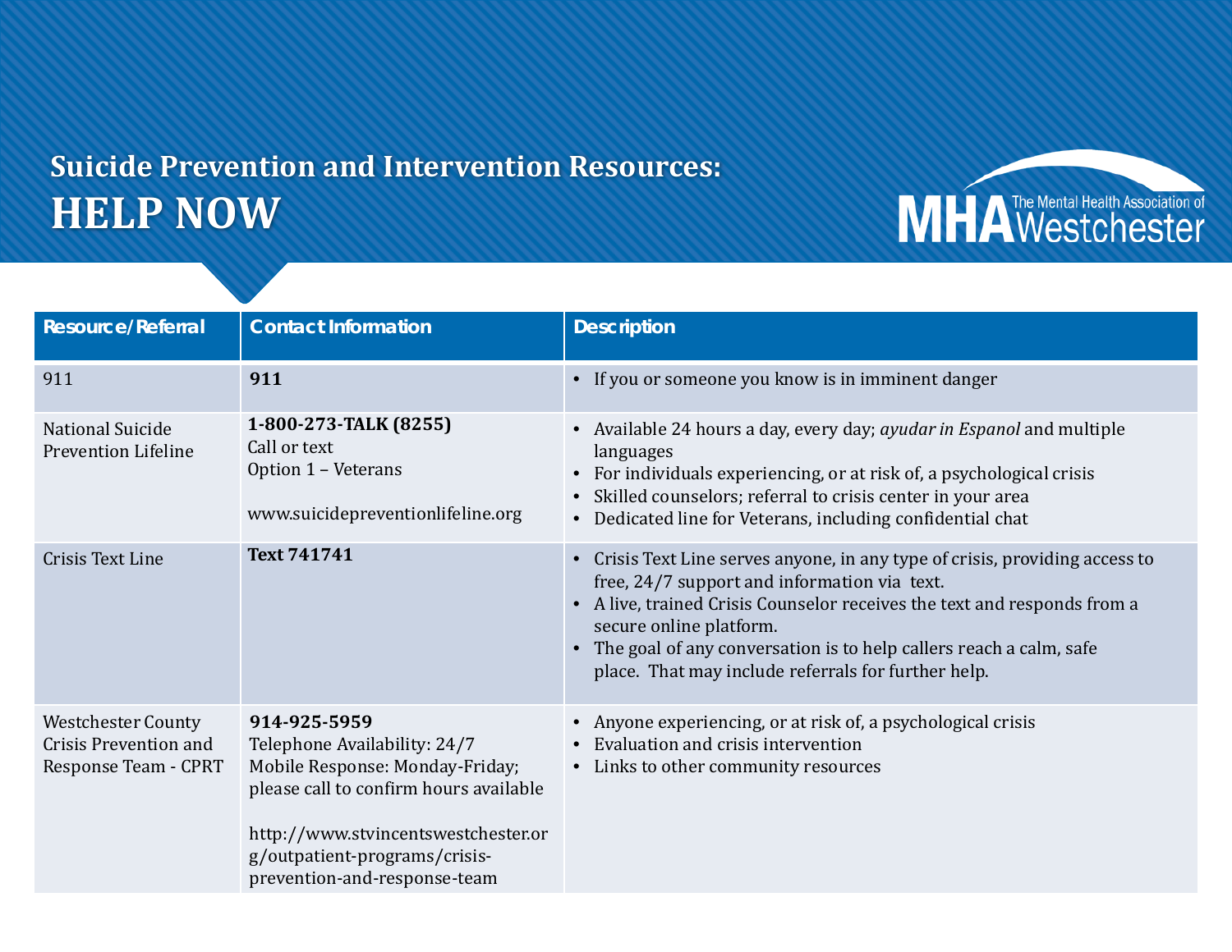## Suicide Prevention and Intervention Resources:

# HELP NOW

MHA The Mental Health Association of Westchester

| Resource/Referral | Contact Information | Description |
|---|---|---|
| 911 | **911** | • If you or someone you know is in imminent danger |
| National Suicide Prevention Lifeline | **1-800-273-TALK (8255)**<br>Call or text<br>Option 1 – Veterans<br><br>www.suicidepreventionlifeline.org | • Available 24 hours a day, every day; *ayudar in Espanol* and multiple languages<br>• For individuals experiencing, or at risk of, a psychological crisis<br>• Skilled counselors; referral to crisis center in your area<br>• Dedicated line for Veterans, including confidential chat |
| Crisis Text Line | **Text 741741** | • Crisis Text Line serves anyone, in any type of crisis, providing access to free, 24/7 support and information via text.<br>• A live, trained Crisis Counselor receives the text and responds from a secure online platform.<br>• The goal of any conversation is to help callers reach a calm, safe place. That may include referrals for further help. |
| Westchester County Crisis Prevention and Response Team - CPRT | **914-925-5959**<br>Telephone Availability: 24/7<br>Mobile Response: Monday-Friday; please call to confirm hours available<br><br>http://www.stvincentswestchester.org/outpatient-programs/crisis-prevention-and-response-team | • Anyone experiencing, or at risk of, a psychological crisis<br>• Evaluation and crisis intervention<br>• Links to other community resources |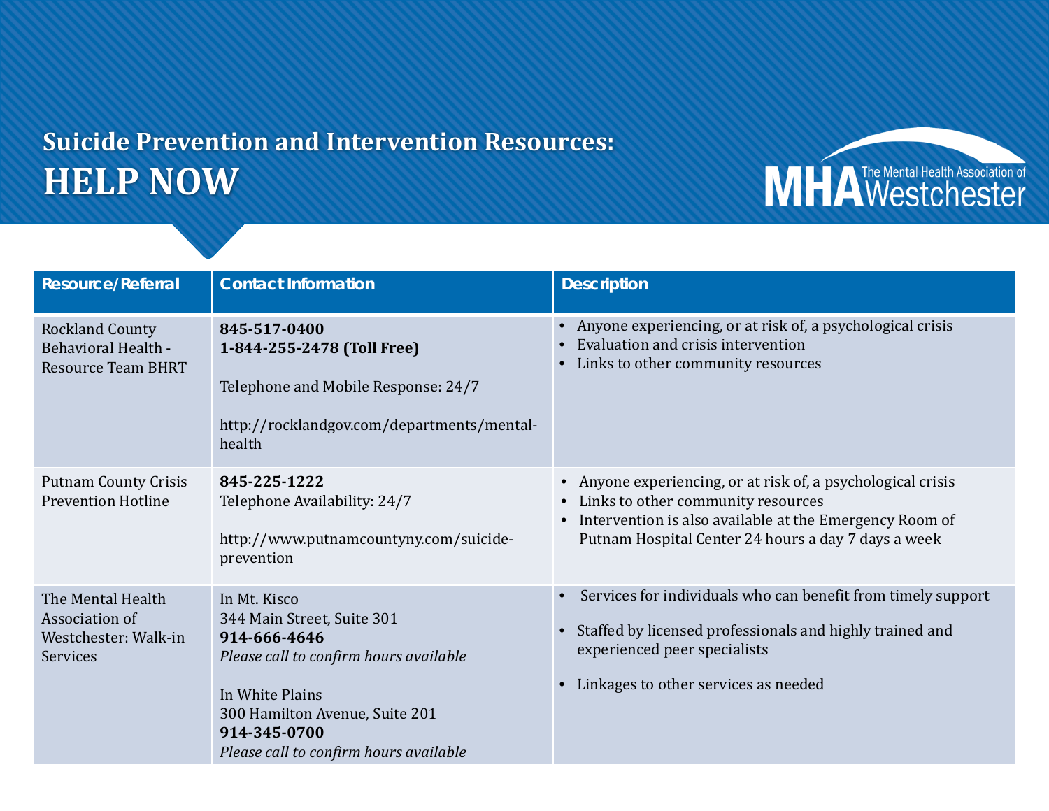## Suicide Prevention and Intervention Resources:

# HELP NOW

MHA The Mental Health Association of Westchester

| Resource/Referral | Contact Information | Description |
|---|---|---|
| Rockland County Behavioral Health - Resource Team BHRT | **845-517-0400**<br>**1-844-255-2478 (Toll Free)**<br><br>Telephone and Mobile Response: 24/7<br><br>http://rocklandgov.com/departments/mental-health | • Anyone experiencing, or at risk of, a psychological crisis<br>• Evaluation and crisis intervention<br>• Links to other community resources |
| Putnam County Crisis Prevention Hotline | **845-225-1222**<br>Telephone Availability: 24/7<br><br>http://www.putnamcountyny.com/suicide-prevention | • Anyone experiencing, or at risk of, a psychological crisis<br>• Links to other community resources<br>• Intervention is also available at the Emergency Room of Putnam Hospital Center 24 hours a day 7 days a week |
| The Mental Health Association of Westchester: Walk-in Services | In Mt. Kisco<br>344 Main Street, Suite 301<br>**914-666-4646**<br>*Please call to confirm hours available*<br><br>In White Plains<br>300 Hamilton Avenue, Suite 201<br>**914-345-0700**<br>*Please call to confirm hours available* | • Services for individuals who can benefit from timely support<br><br>• Staffed by licensed professionals and highly trained and experienced peer specialists<br><br>• Linkages to other services as needed |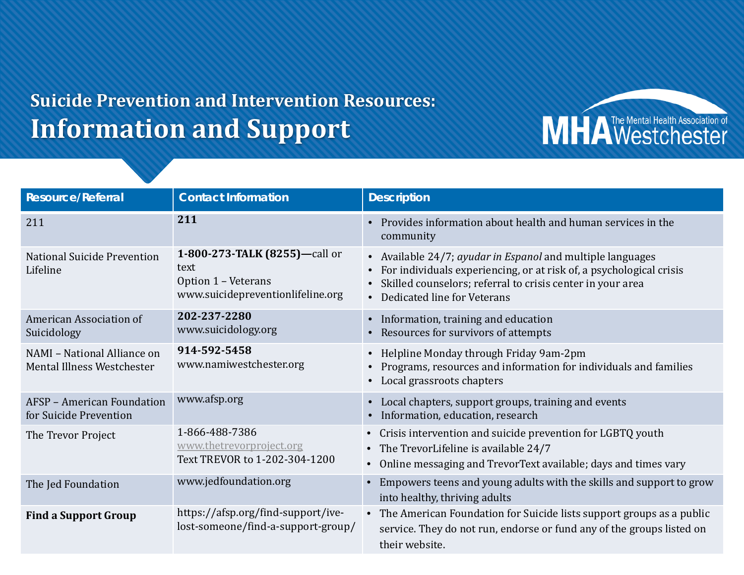## Suicide Prevention and Intervention Resources:

# Information and Support

The Mental Health Association of Westchester

| Resource/Referral | Contact Information | Description |
|---|---|---|
| 211 | **211** | • Provides information about health and human services in the community |
| National Suicide Prevention Lifeline | **1-800-273-TALK (8255)—**call or text<br>Option 1 – Veterans<br>www.suicidepreventionlifeline.org | • Available 24/7; *ayudar in Espanol* and multiple languages<br>• For individuals experiencing, or at risk of, a psychological crisis<br>• Skilled counselors; referral to crisis center in your area<br>• Dedicated line for Veterans |
| American Association of Suicidology | **202-237-2280**<br>www.suicidology.org | • Information, training and education<br>• Resources for survivors of attempts |
| NAMI – National Alliance on Mental Illness Westchester | **914-592-5458**<br>www.namiwestchester.org | • Helpline Monday through Friday 9am-2pm<br>• Programs, resources and information for individuals and families<br>• Local grassroots chapters |
| AFSP – American Foundation for Suicide Prevention | www.afsp.org | • Local chapters, support groups, training and events<br>• Information, education, research |
| The Trevor Project | 1-866-488-7386<br>www.thetrevorproject.org<br>Text TREVOR to 1-202-304-1200 | • Crisis intervention and suicide prevention for LGBTQ youth<br>• The TrevorLifeline is available 24/7<br>• Online messaging and TrevorText available; days and times vary |
| The Jed Foundation | www.jedfoundation.org | • Empowers teens and young adults with the skills and support to grow into healthy, thriving adults |
| **Find a Support Group** | https://afsp.org/find-support/ive-lost-someone/find-a-support-group/ | • The American Foundation for Suicide lists support groups as a public service. They do not run, endorse or fund any of the groups listed on their website. |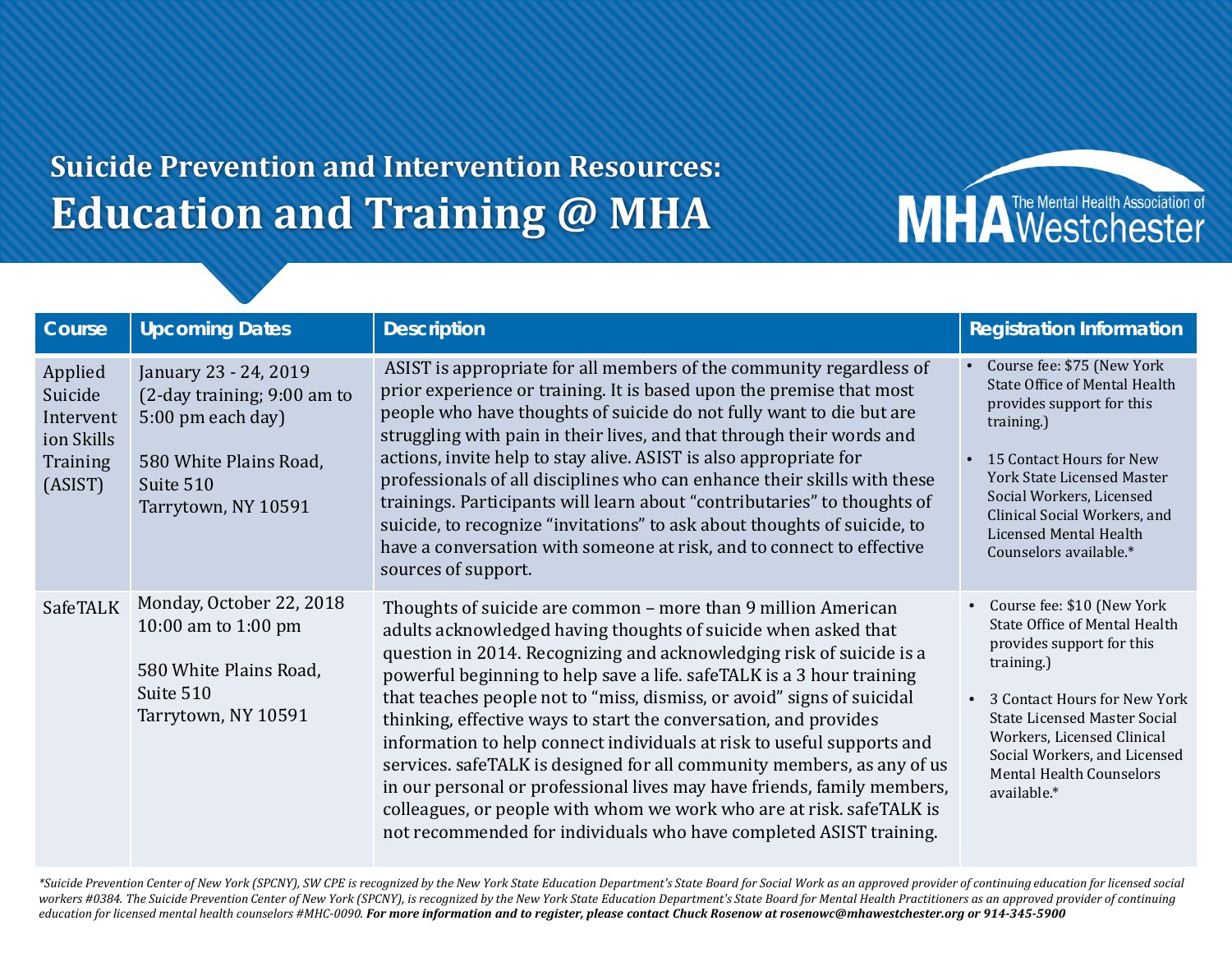## Suicide Prevention and Intervention Resources:

# Education and Training @ MHA

MHA The Mental Health Association of Westchester

| Course | Upcoming Dates | Description | Registration Information |
|---|---|---|---|
| Applied Suicide Intervention Skills Training (ASIST) | January 23 - 24, 2019 (2-day training; 9:00 am to 5:00 pm each day)<br><br>580 White Plains Road, Suite 510<br>Tarrytown, NY 10591 | ASIST is appropriate for all members of the community regardless of prior experience or training. It is based upon the premise that most people who have thoughts of suicide do not fully want to die but are struggling with pain in their lives, and that through their words and actions, invite help to stay alive. ASIST is also appropriate for professionals of all disciplines who can enhance their skills with these trainings. Participants will learn about "contributaries" to thoughts of suicide, to recognize "invitations" to ask about thoughts of suicide, to have a conversation with someone at risk, and to connect to effective sources of support. | • Course fee: $75 (New York State Office of Mental Health provides support for this training.)<br><br>• 15 Contact Hours for New York State Licensed Master Social Workers, Licensed Clinical Social Workers, and Licensed Mental Health Counselors available.* |
| SafeTALK | Monday, October 22, 2018<br>10:00 am to 1:00 pm<br><br>580 White Plains Road, Suite 510<br>Tarrytown, NY 10591 | Thoughts of suicide are common – more than 9 million American adults acknowledged having thoughts of suicide when asked that question in 2014. Recognizing and acknowledging risk of suicide is a powerful beginning to help save a life. safeTALK is a 3 hour training that teaches people not to "miss, dismiss, or avoid" signs of suicidal thinking, effective ways to start the conversation, and provides information to help connect individuals at risk to useful supports and services. safeTALK is designed for all community members, as any of us in our personal or professional lives may have friends, family members, colleagues, or people with whom we work who are at risk. safeTALK is not recommended for individuals who have completed ASIST training. | • Course fee: $10 (New York State Office of Mental Health provides support for this training.)<br><br>• 3 Contact Hours for New York State Licensed Master Social Workers, Licensed Clinical Social Workers, and Licensed Mental Health Counselors available.* |

*\*Suicide Prevention Center of New York (SPCNY), SW CPE is recognized by the New York State Education Department's State Board for Social Work as an approved provider of continuing education for licensed social workers #0384. The Suicide Prevention Center of New York (SPCNY), is recognized by the New York State Education Department's State Board for Mental Health Practitioners as an approved provider of continuing education for licensed mental health counselors #MHC-0090.* ***For more information and to register, please contact Chuck Rosenow at rosenowc@mhawestchester.org or 914-345-5900***